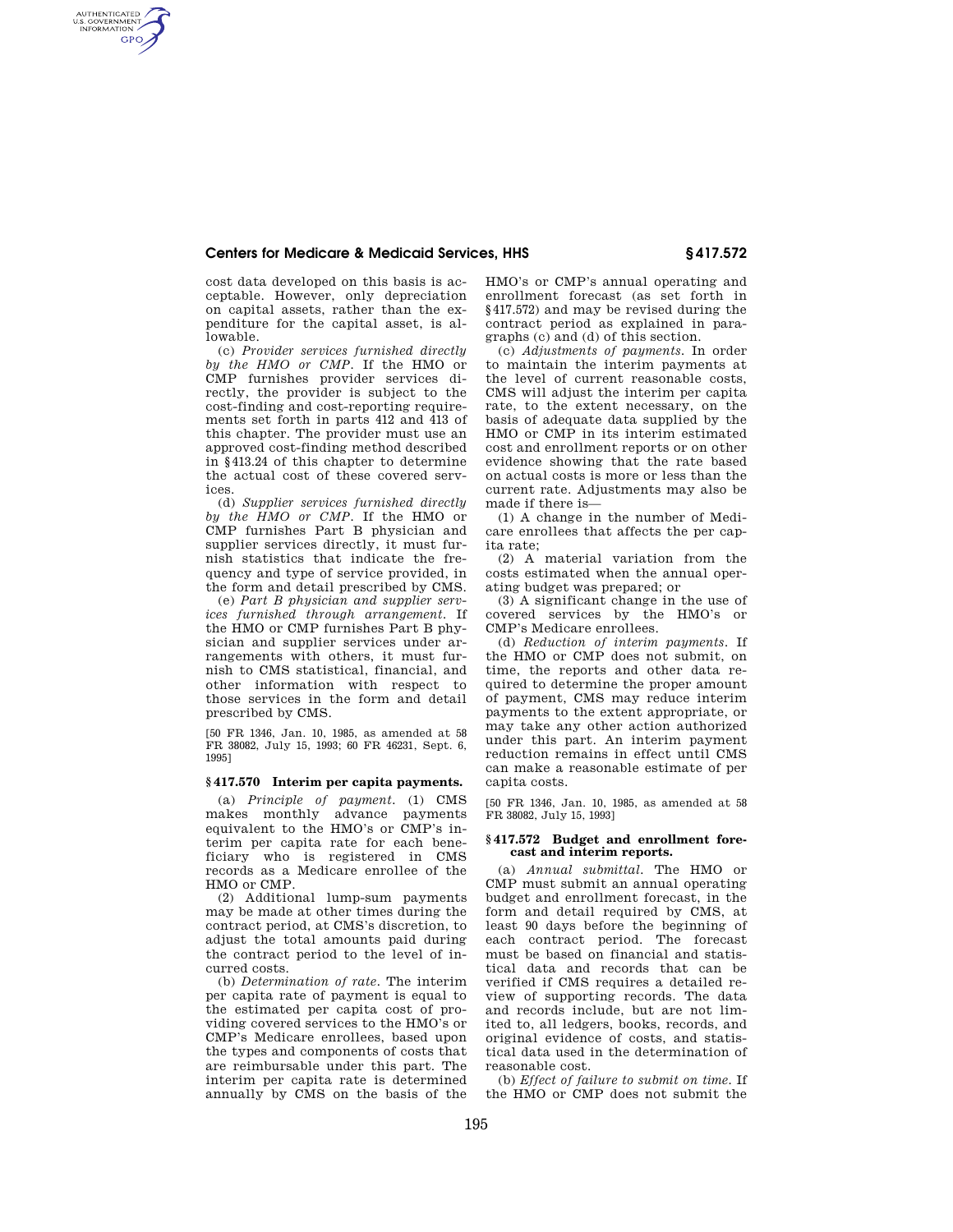cost data developed on this basis is acceptable. However, only depreciation on capital assets, rather than the expenditure for the capital asset, is allowable.

(c) *Provider services furnished directly by the HMO or CMP.* If the HMO or CMP furnishes provider services directly, the provider is subject to the cost-finding and cost-reporting requirements set forth in parts 412 and 413 of this chapter. The provider must use an approved cost-finding method described in §413.24 of this chapter to determine the actual cost of these covered services.

(d) *Supplier services furnished directly by the HMO or CMP.* If the HMO or CMP furnishes Part B physician and supplier services directly, it must furnish statistics that indicate the frequency and type of service provided, in the form and detail prescribed by CMS.

(e) *Part B physician and supplier services furnished through arrangement.* If the HMO or CMP furnishes Part B physician and supplier services under arrangements with others, it must furnish to CMS statistical, financial, and other information with respect to those services in the form and detail prescribed by CMS.

[50 FR 1346, Jan. 10, 1985, as amended at 58 FR 38082, July 15, 1993; 60 FR 46231, Sept. 6, 1995]

### §417.570 Interim per capita payments.

(a) *Principle of payment.* (1) CMS makes monthly advance payments equivalent to the HMO's or CMP's interim per capita rate for each beneficiary who is registered in CMS records as a Medicare enrollee of the HMO or CMP.

(2) Additional lump-sum payments may be made at other times during the contract period, at CMS's discretion, to adjust the total amounts paid during the contract period to the level of incurred costs.

(b) *Determination of rate.* The interim per capita rate of payment is equal to the estimated per capita cost of providing covered services to the HMO's or CMP's Medicare enrollees, based upon the types and components of costs that are reimbursable under this part. The interim per capita rate is determined annually by CMS on the basis of the HMO's or CMP's annual operating and enrollment forecast (as set forth in §417.572) and may be revised during the contract period as explained in paragraphs (c) and (d) of this section.

(c) *Adjustments of payments.* In order to maintain the interim payments at the level of current reasonable costs, CMS will adjust the interim per capita rate, to the extent necessary, on the basis of adequate data supplied by the HMO or CMP in its interim estimated cost and enrollment reports or on other evidence showing that the rate based on actual costs is more or less than the current rate. Adjustments may also be made if there is—

(1) A change in the number of Medicare enrollees that affects the per capita rate;

(2) A material variation from the costs estimated when the annual operating budget was prepared; or

(3) A significant change in the use of covered services by the HMO's or CMP's Medicare enrollees.

(d) *Reduction of interim payments.* If the HMO or CMP does not submit, on time, the reports and other data required to determine the proper amount of payment, CMS may reduce interim payments to the extent appropriate, or may take any other action authorized under this part. An interim payment reduction remains in effect until CMS can make a reasonable estimate of per capita costs.

[50 FR 1346, Jan. 10, 1985, as amended at 58 FR 38082, July 15, 1993]

### §417.572 Budget and enrollment forecast and interim reports.

(a) *Annual submittal.* The HMO or CMP must submit an annual operating budget and enrollment forecast, in the form and detail required by CMS, at least 90 days before the beginning of each contract period. The forecast must be based on financial and statistical data and records that can be verified if CMS requires a detailed review of supporting records. The data and records include, but are not limited to, all ledgers, books, records, and original evidence of costs, and statistical data used in the determination of reasonable cost.

(b) *Effect of failure to submit on time.* If the HMO or CMP does not submit the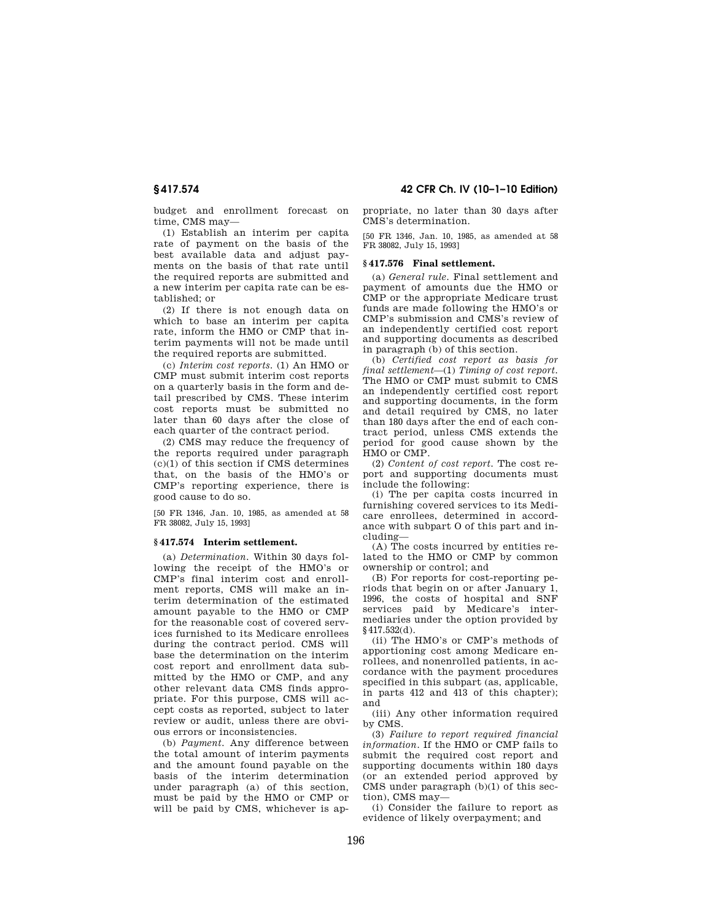budget and enrollment forecast on time, CMS may—

(1) Establish an interim per capita rate of payment on the basis of the best available data and adjust payments on the basis of that rate until the required reports are submitted and a new interim per capita rate can be established; or

(2) If there is not enough data on which to base an interim per capita rate, inform the HMO or CMP that interim payments will not be made until the required reports are submitted.

(c) *Interim cost reports.* (1) An HMO or CMP must submit interim cost reports on a quarterly basis in the form and detail prescribed by CMS. These interim cost reports must be submitted no later than 60 days after the close of each quarter of the contract period.

(2) CMS may reduce the frequency of the reports required under paragraph (c)(1) of this section if CMS determines that, on the basis of the HMO's or CMP's reporting experience, there is good cause to do so.

[50 FR 1346, Jan. 10, 1985, as amended at 58 FR 38082, July 15, 1993]

### § 417.574 Interim settlement.

(a) *Determination.* Within 30 days following the receipt of the HMO's or CMP's final interim cost and enrollment reports, CMS will make an interim determination of the estimated amount payable to the HMO or CMP for the reasonable cost of covered services furnished to its Medicare enrollees during the contract period. CMS will base the determination on the interim cost report and enrollment data submitted by the HMO or CMP, and any other relevant data CMS finds appropriate. For this purpose, CMS will accept costs as reported, subject to later review or audit, unless there are obvious errors or inconsistencies.

(b) *Payment.* Any difference between the total amount of interim payments and the amount found payable on the basis of the interim determination under paragraph (a) of this section, must be paid by the HMO or CMP or will be paid by CMS, whichever is appropriate, no later than 30 days after CMS's determination.

[50 FR 1346, Jan. 10, 1985, as amended at 58 FR 38082, July 15, 1993]

### § 417.576 Final settlement.

(a) *General rule.* Final settlement and payment of amounts due the HMO or CMP or the appropriate Medicare trust funds are made following the HMO's or CMP's submission and CMS's review of an independently certified cost report and supporting documents as described in paragraph (b) of this section.

(b) *Certified cost report as basis for final settlement*—(1) *Timing of cost report.* The HMO or CMP must submit to CMS an independently certified cost report and supporting documents, in the form and detail required by CMS, no later than 180 days after the end of each contract period, unless CMS extends the period for good cause shown by the HMO or CMP.

(2) *Content of cost report.* The cost report and supporting documents must include the following:

(i) The per capita costs incurred in furnishing covered services to its Medicare enrollees, determined in accordance with subpart O of this part and including—

(A) The costs incurred by entities related to the HMO or CMP by common ownership or control; and

(B) For reports for cost-reporting periods that begin on or after January 1, 1996, the costs of hospital and SNF services paid by Medicare's intermediaries under the option provided by §417.532(d).

(ii) The HMO's or CMP's methods of apportioning cost among Medicare enrollees, and nonenrolled patients, in accordance with the payment procedures specified in this subpart (as, applicable, in parts 412 and 413 of this chapter); and

(iii) Any other information required by CMS.

(3) *Failure to report required financial information.* If the HMO or CMP fails to submit the required cost report and supporting documents within 180 days (or an extended period approved by CMS under paragraph (b)(1) of this section), CMS may—

(i) Consider the failure to report as evidence of likely overpayment; and